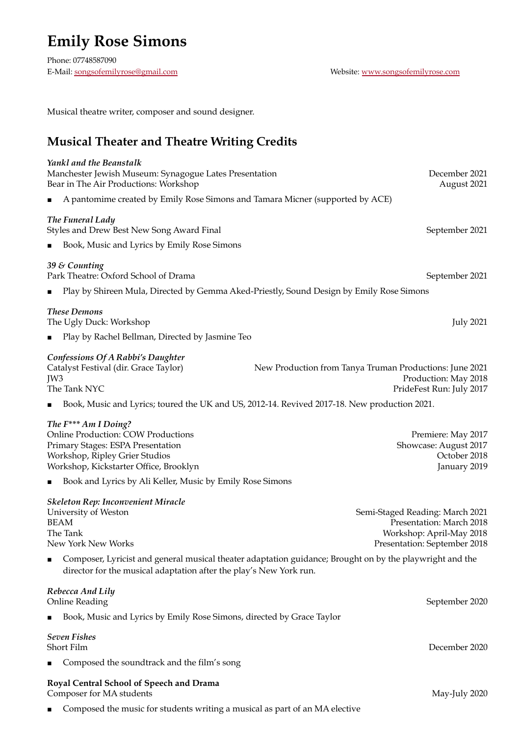# Emily Rose Simons

Phone: 07748587090
E-Mail: songsofemilyrose@gmail.com
Website: www.songsofemilyrose.com

Musical theatre writer, composer and sound designer.

## Musical Theater and Theatre Writing Credits

***Yankl and the Beanstalk***
Manchester Jewish Museum: Synagogue Lates Presentation — December 2021
Bear in The Air Productions: Workshop — August 2021

- A pantomime created by Emily Rose Simons and Tamara Micner (supported by ACE)

***The Funeral Lady***
Styles and Drew Best New Song Award Final — September 2021

- Book, Music and Lyrics by Emily Rose Simons

***39 & Counting***
Park Theatre: Oxford School of Drama — September 2021

- Play by Shireen Mula, Directed by Gemma Aked-Priestly, Sound Design by Emily Rose Simons

***These Demons***
The Ugly Duck: Workshop — July 2021

- Play by Rachel Bellman, Directed by Jasmine Teo

***Confessions Of A Rabbi's Daughter***
Catalyst Festival (dir. Grace Taylor) — New Production from Tanya Truman Productions: June 2021
JW3 — Production: May 2018
The Tank NYC — PrideFest Run: July 2017

- Book, Music and Lyrics; toured the UK and US, 2012-14. Revived 2017-18. New production 2021.

***The F*** Am I Doing?***
Online Production: COW Productions — Premiere: May 2017
Primary Stages: ESPA Presentation — Showcase: August 2017
Workshop, Ripley Grier Studios — October 2018
Workshop, Kickstarter Office, Brooklyn — January 2019

- Book and Lyrics by Ali Keller, Music by Emily Rose Simons

***Skeleton Rep: Inconvenient Miracle***
University of Weston — Semi-Staged Reading: March 2021
BEAM — Presentation: March 2018
The Tank — Workshop: April-May 2018
New York New Works — Presentation: September 2018

- Composer, Lyricist and general musical theater adaptation guidance; Brought on by the playwright and the director for the musical adaptation after the play's New York run.

***Rebecca And Lily***
Online Reading — September 2020

- Book, Music and Lyrics by Emily Rose Simons, directed by Grace Taylor

***Seven Fishes***
Short Film — December 2020

- Composed the soundtrack and the film's song

**Royal Central School of Speech and Drama**
Composer for MA students — May-July 2020

- Composed the music for students writing a musical as part of an MA elective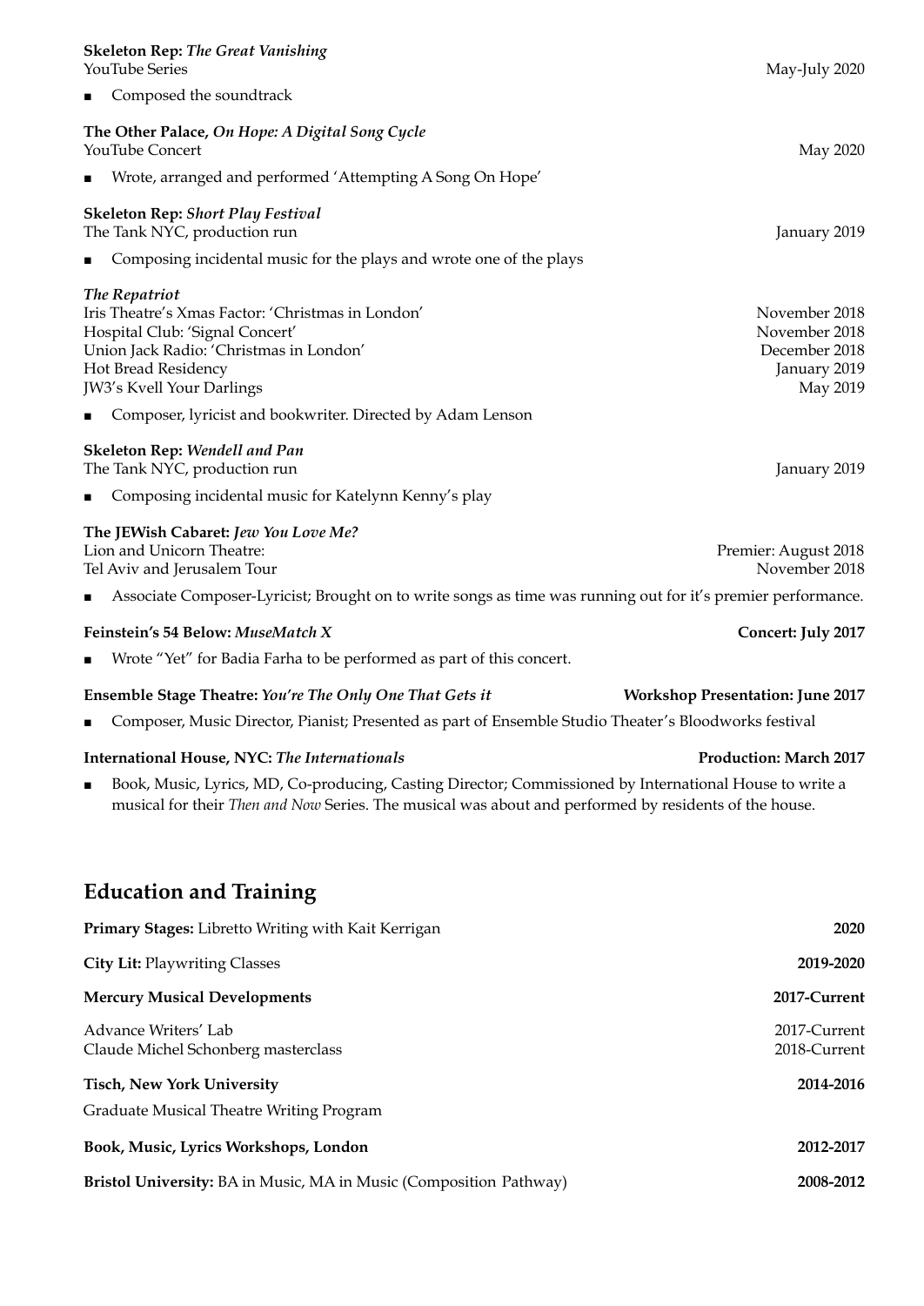**Skeleton Rep:** ***The Great Vanishing***
YouTube Series — May-July 2020

- Composed the soundtrack

**The Other Palace,** ***On Hope: A Digital Song Cycle***
YouTube Concert — May 2020

- Wrote, arranged and performed 'Attempting A Song On Hope'

**Skeleton Rep:** ***Short Play Festival***
The Tank NYC, production run — January 2019

- Composing incidental music for the plays and wrote one of the plays

***The Repatriot***
Iris Theatre's Xmas Factor: 'Christmas in London' — November 2018
Hospital Club: 'Signal Concert' — November 2018
Union Jack Radio: 'Christmas in London' — December 2018
Hot Bread Residency — January 2019
JW3's Kvell Your Darlings — May 2019

- Composer, lyricist and bookwriter. Directed by Adam Lenson

**Skeleton Rep:** ***Wendell and Pan***
The Tank NYC, production run — January 2019

- Composing incidental music for Katelynn Kenny's play

**The JEWish Cabaret:** ***Jew You Love Me?***
Lion and Unicorn Theatre: — Premier: August 2018
Tel Aviv and Jerusalem Tour — November 2018

- Associate Composer-Lyricist; Brought on to write songs as time was running out for it's premier performance.

**Feinstein's 54 Below:** ***MuseMatch X*** — **Concert: July 2017**

- Wrote "Yet" for Badia Farha to be performed as part of this concert.

**Ensemble Stage Theatre:** ***You're The Only One That Gets it*** — **Workshop Presentation: June 2017**

- Composer, Music Director, Pianist; Presented as part of Ensemble Studio Theater's Bloodworks festival

**International House, NYC:** ***The Internationals*** — **Production: March 2017**

- Book, Music, Lyrics, MD, Co-producing, Casting Director; Commissioned by International House to write a musical for their *Then and Now* Series. The musical was about and performed by residents of the house.

## Education and Training

**Primary Stages:** Libretto Writing with Kait Kerrigan — **2020**

**City Lit:** Playwriting Classes — **2019-2020**

**Mercury Musical Developments** — **2017-Current**

Advance Writers' Lab — 2017-Current
Claude Michel Schonberg masterclass — 2018-Current

**Tisch, New York University** — **2014-2016**

Graduate Musical Theatre Writing Program

**Book, Music, Lyrics Workshops, London** — **2012-2017**

**Bristol University:** BA in Music, MA in Music (Composition Pathway) — **2008-2012**